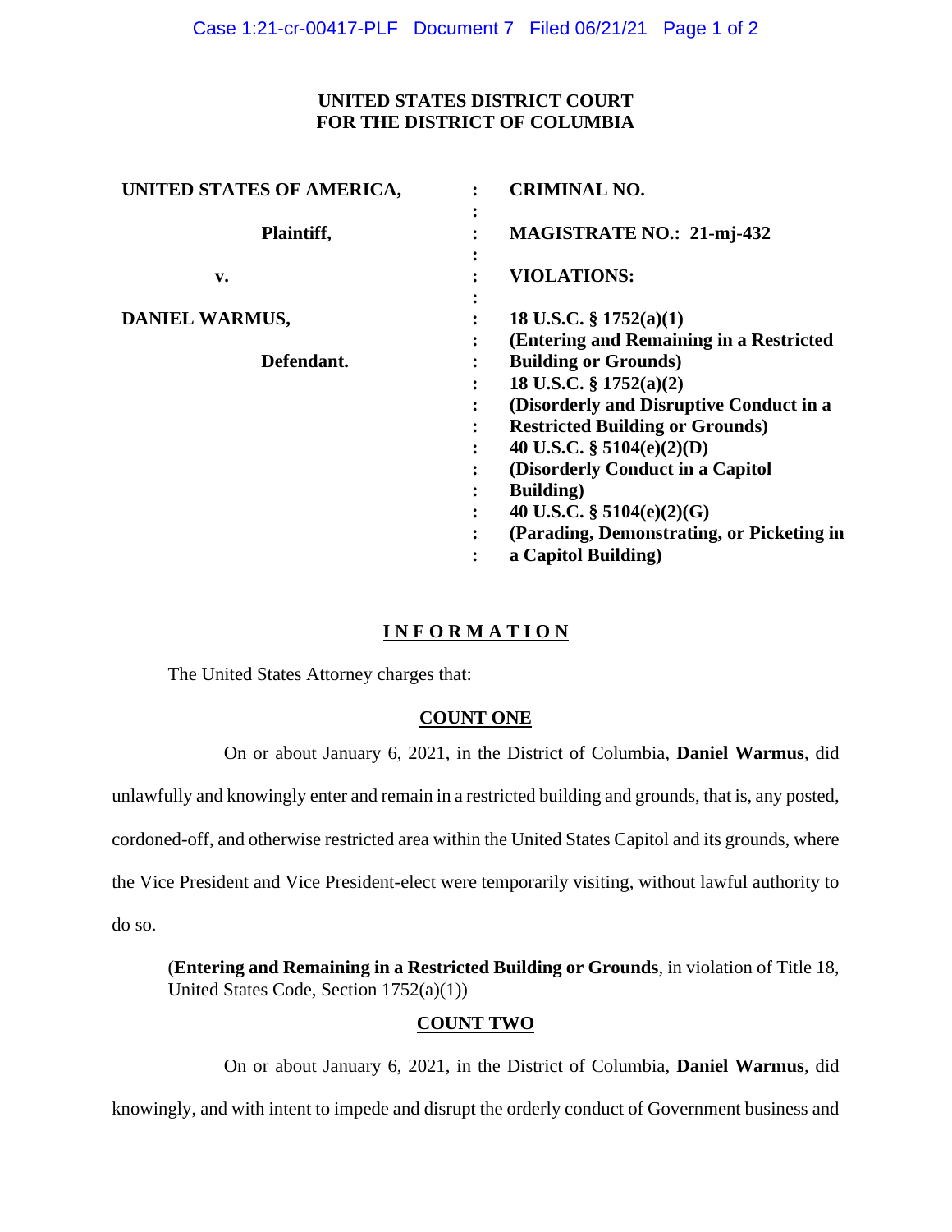**UNITED STATES DISTRICT COURT**
**FOR THE DISTRICT OF COLUMBIA**

| | | |
|---|---|---|
| **UNITED STATES OF AMERICA,** | : | **CRIMINAL NO.** |
| **Plaintiff,** | : | **MAGISTRATE NO.: 21-mj-432** |
| **v.** | : | **VIOLATIONS:** |
| **DANIEL WARMUS,** | : | **18 U.S.C. § 1752(a)(1)** **(Entering and Remaining in a Restricted Building or Grounds)** |
| **Defendant.** | : | **18 U.S.C. § 1752(a)(2)** **(Disorderly and Disruptive Conduct in a Restricted Building or Grounds)** **40 U.S.C. § 5104(e)(2)(D)** **(Disorderly Conduct in a Capitol Building)** **40 U.S.C. § 5104(e)(2)(G)** **(Parading, Demonstrating, or Picketing in a Capitol Building)** |

## **I N F O R M A T I O N**

The United States Attorney charges that:

### **COUNT ONE**

On or about January 6, 2021, in the District of Columbia, **Daniel Warmus**, did unlawfully and knowingly enter and remain in a restricted building and grounds, that is, any posted, cordoned-off, and otherwise restricted area within the United States Capitol and its grounds, where the Vice President and Vice President-elect were temporarily visiting, without lawful authority to do so.

(**Entering and Remaining in a Restricted Building or Grounds**, in violation of Title 18, United States Code, Section 1752(a)(1))

### **COUNT TWO**

On or about January 6, 2021, in the District of Columbia, **Daniel Warmus**, did knowingly, and with intent to impede and disrupt the orderly conduct of Government business and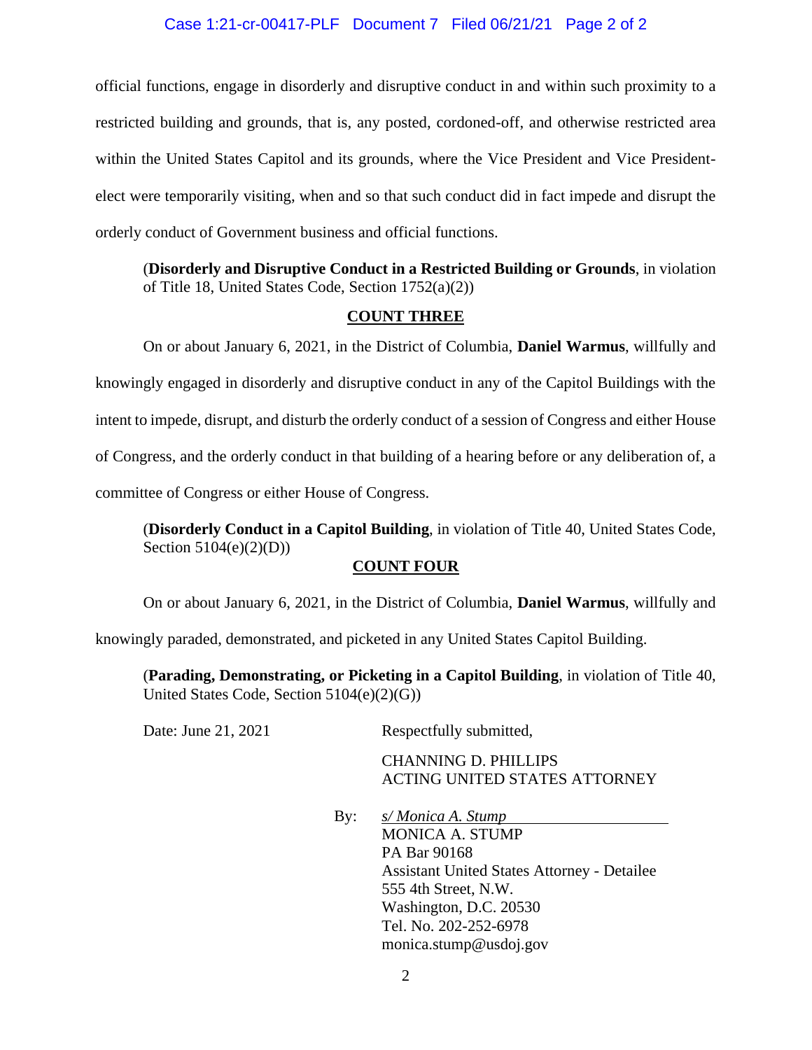official functions, engage in disorderly and disruptive conduct in and within such proximity to a restricted building and grounds, that is, any posted, cordoned-off, and otherwise restricted area within the United States Capitol and its grounds, where the Vice President and Vice President-elect were temporarily visiting, when and so that such conduct did in fact impede and disrupt the orderly conduct of Government business and official functions.

(**Disorderly and Disruptive Conduct in a Restricted Building or Grounds**, in violation of Title 18, United States Code, Section 1752(a)(2))

## COUNT THREE

On or about January 6, 2021, in the District of Columbia, **Daniel Warmus**, willfully and knowingly engaged in disorderly and disruptive conduct in any of the Capitol Buildings with the intent to impede, disrupt, and disturb the orderly conduct of a session of Congress and either House of Congress, and the orderly conduct in that building of a hearing before or any deliberation of, a committee of Congress or either House of Congress.

(**Disorderly Conduct in a Capitol Building**, in violation of Title 40, United States Code, Section 5104(e)(2)(D))

## COUNT FOUR

On or about January 6, 2021, in the District of Columbia, **Daniel Warmus**, willfully and knowingly paraded, demonstrated, and picketed in any United States Capitol Building.

(**Parading, Demonstrating, or Picketing in a Capitol Building**, in violation of Title 40, United States Code, Section 5104(e)(2)(G))

Date: June 21, 2021

Respectfully submitted,

CHANNING D. PHILLIPS
ACTING UNITED STATES ATTORNEY

By: *s/ Monica A. Stump*
MONICA A. STUMP
PA Bar 90168
Assistant United States Attorney - Detailee
555 4th Street, N.W.
Washington, D.C. 20530
Tel. No. 202-252-6978
monica.stump@usdoj.gov